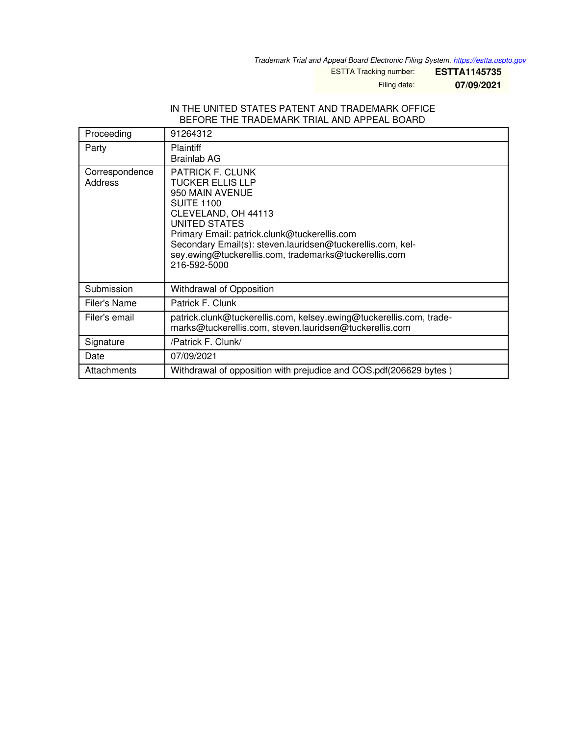*Trademark Trial and Appeal Board Electronic Filing System. https://estta.uspto.gov*

| ESTTA Tracking number: | **ESTTA1145735** |
|---|---|
| Filing date: | **07/09/2021** |

IN THE UNITED STATES PATENT AND TRADEMARK OFFICE
BEFORE THE TRADEMARK TRIAL AND APPEAL BOARD

| Proceeding | 91264312 |
|---|---|
| Party | Plaintiff<br>Brainlab AG |
| Correspondence Address | PATRICK F. CLUNK<br>TUCKER ELLIS LLP<br>950 MAIN AVENUE<br>SUITE 1100<br>CLEVELAND, OH 44113<br>UNITED STATES<br>Primary Email: patrick.clunk@tuckerellis.com<br>Secondary Email(s): steven.lauridsen@tuckerellis.com, kelsey.ewing@tuckerellis.com, trademarks@tuckerellis.com<br>216-592-5000 |
| Submission | Withdrawal of Opposition |
| Filer's Name | Patrick F. Clunk |
| Filer's email | patrick.clunk@tuckerellis.com, kelsey.ewing@tuckerellis.com, trademarks@tuckerellis.com, steven.lauridsen@tuckerellis.com |
| Signature | /Patrick F. Clunk/ |
| Date | 07/09/2021 |
| Attachments | Withdrawal of opposition with prejudice and COS.pdf(206629 bytes ) |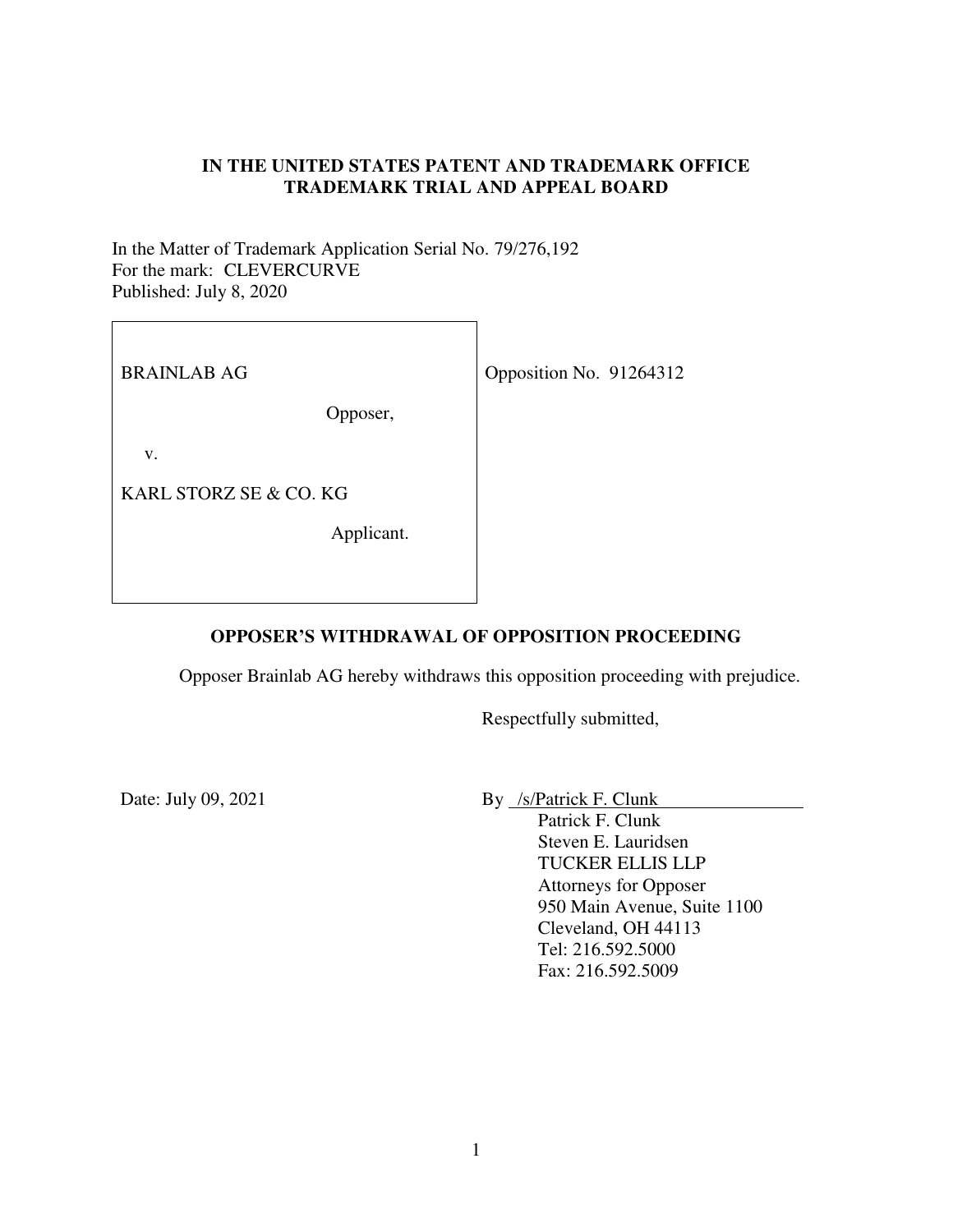**IN THE UNITED STATES PATENT AND TRADEMARK OFFICE**
**TRADEMARK TRIAL AND APPEAL BOARD**

In the Matter of Trademark Application Serial No. 79/276,192
For the mark: CLEVERCURVE
Published: July 8, 2020

| | |
|---|---|
| BRAINLAB AG<br><br>Opposer,<br><br>v.<br><br>KARL STORZ SE & CO. KG<br><br>Applicant. | Opposition No. 91264312 |

**OPPOSER'S WITHDRAWAL OF OPPOSITION PROCEEDING**

Opposer Brainlab AG hereby withdraws this opposition proceeding with prejudice.

Respectfully submitted,

Date: July 09, 2021

By /s/Patrick F. Clunk
Patrick F. Clunk
Steven E. Lauridsen
TUCKER ELLIS LLP
Attorneys for Opposer
950 Main Avenue, Suite 1100
Cleveland, OH 44113
Tel: 216.592.5000
Fax: 216.592.5009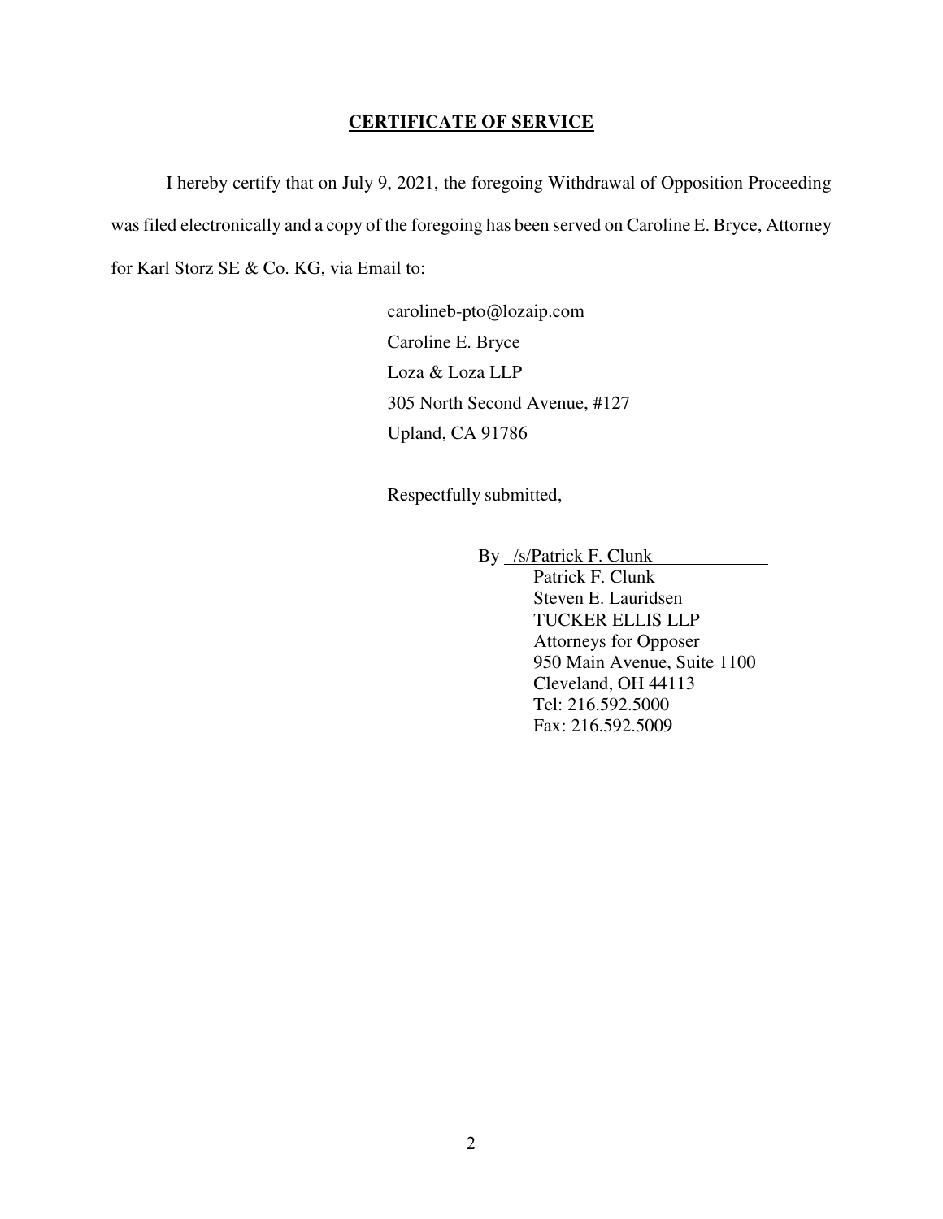## **CERTIFICATE OF SERVICE**

I hereby certify that on July 9, 2021, the foregoing Withdrawal of Opposition Proceeding was filed electronically and a copy of the foregoing has been served on Caroline E. Bryce, Attorney for Karl Storz SE & Co. KG, via Email to:

carolineb-pto@lozaip.com  
Caroline E. Bryce  
Loza & Loza LLP  
305 North Second Avenue, #127  
Upland, CA 91786

Respectfully submitted,

By /s/Patrick F. Clunk  
Patrick F. Clunk  
Steven E. Lauridsen  
TUCKER ELLIS LLP  
Attorneys for Opposer  
950 Main Avenue, Suite 1100  
Cleveland, OH 44113  
Tel: 216.592.5000  
Fax: 216.592.5009